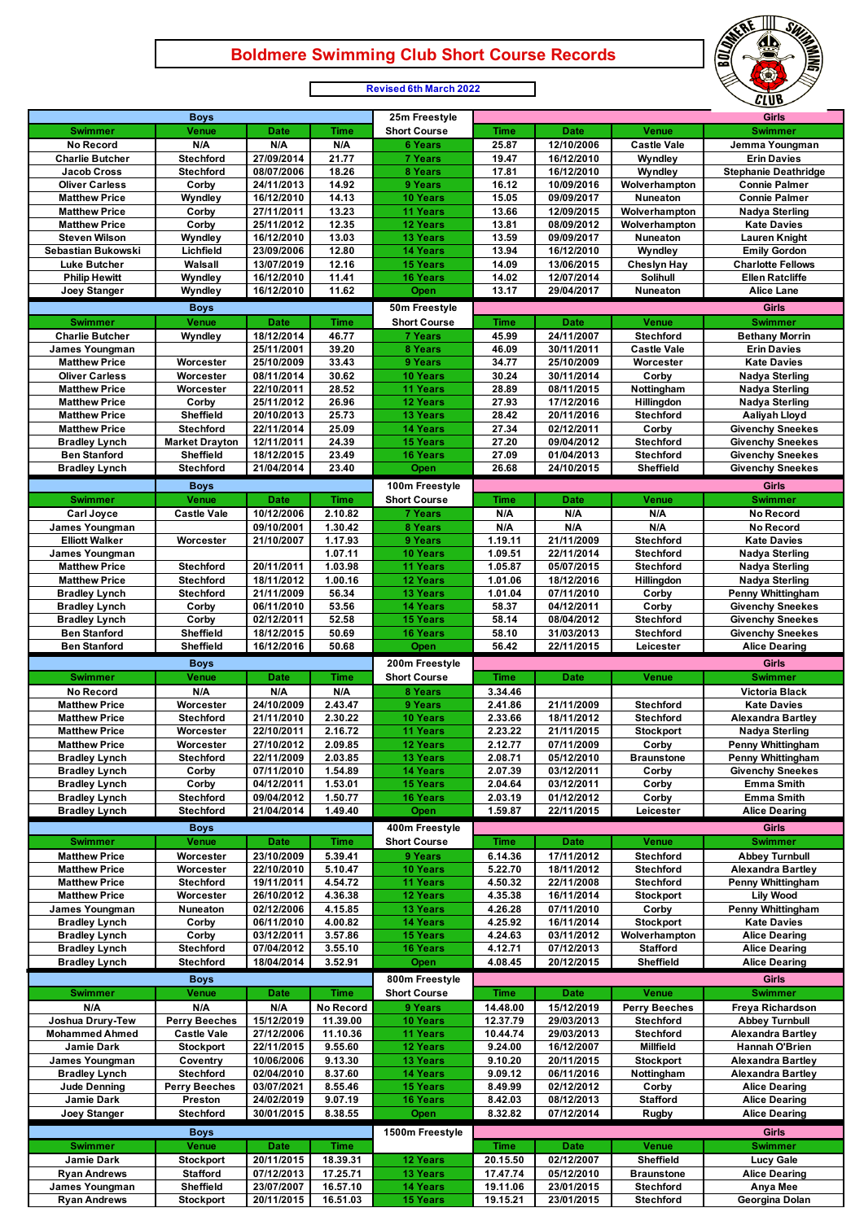# Boldmere Swimming Club Short Course Records

**Revised 6th March 2022**

| Boys | | | | 25m Freestyle | Girls | | | |
|---|---|---|---|---|---|---|---|---|
| Swimmer | Venue | Date | Time | Short Course | Time | Date | Venue | Swimmer |
| No Record | N/A | N/A | N/A | 6 Years | 25.87 | 12/10/2006 | Castle Vale | Jemma Youngman |
| Charlie Butcher | Stechford | 27/09/2014 | 21.77 | 7 Years | 19.47 | 16/12/2010 | Wyndley | Erin Davies |
| Jacob Cross | Stechford | 08/07/2006 | 18.26 | 8 Years | 17.81 | 16/12/2010 | Wyndley | Stephanie Deathridge |
| Oliver Carless | Corby | 24/11/2013 | 14.92 | 9 Years | 16.12 | 10/09/2016 | Wolverhampton | Connie Palmer |
| Matthew Price | Wyndley | 16/12/2010 | 14.13 | 10 Years | 15.05 | 09/09/2017 | Nuneaton | Connie Palmer |
| Matthew Price | Corby | 27/11/2011 | 13.23 | 11 Years | 13.66 | 12/09/2015 | Wolverhampton | Nadya Sterling |
| Matthew Price | Corby | 25/11/2012 | 12.35 | 12 Years | 13.81 | 08/09/2012 | Wolverhampton | Kate Davies |
| Steven Wilson | Wyndley | 16/12/2010 | 13.03 | 13 Years | 13.59 | 09/09/2017 | Nuneaton | Lauren Knight |
| Sebastian Bukowski | Lichfield | 23/09/2006 | 12.80 | 14 Years | 13.94 | 16/12/2010 | Wyndley | Emily Gordon |
| Luke Butcher | Walsall | 13/07/2019 | 12.16 | 15 Years | 14.09 | 13/06/2015 | Cheslyn Hay | Charlotte Fellows |
| Philip Hewitt | Wyndley | 16/12/2010 | 11.41 | 16 Years | 14.02 | 12/07/2014 | Solihull | Ellen Ratcliffe |
| Joey Stanger | Wyndley | 16/12/2010 | 11.62 | Open | 13.17 | 29/04/2017 | Nuneaton | Alice Lane |

| Boys | | | | 50m Freestyle | Girls | | | |
|---|---|---|---|---|---|---|---|---|
| Swimmer | Venue | Date | Time | Short Course | Time | Date | Venue | Swimmer |
| Charlie Butcher | Wyndley | 18/12/2014 | 46.77 | 7 Years | 45.99 | 24/11/2007 | Stechford | Bethany Morrin |
| James Youngman | | 25/11/2001 | 39.20 | 8 Years | 46.09 | 30/11/2011 | Castle Vale | Erin Davies |
| Matthew Price | Worcester | 25/10/2009 | 33.43 | 9 Years | 34.77 | 25/10/2009 | Worcester | Kate Davies |
| Oliver Carless | Worcester | 08/11/2014 | 30.62 | 10 Years | 30.24 | 30/11/2014 | Corby | Nadya Sterling |
| Matthew Price | Worcester | 22/10/2011 | 28.52 | 11 Years | 28.89 | 08/11/2015 | Nottingham | Nadya Sterling |
| Matthew Price | Corby | 25/11/2012 | 26.96 | 12 Years | 27.93 | 17/12/2016 | Hillingdon | Nadya Sterling |
| Matthew Price | Sheffield | 20/10/2013 | 25.73 | 13 Years | 28.42 | 20/11/2016 | Stechford | Aaliyah Lloyd |
| Matthew Price | Stechford | 22/11/2014 | 25.09 | 14 Years | 27.34 | 02/12/2011 | Corby | Givenchy Sneekes |
| Bradley Lynch | Market Drayton | 12/11/2011 | 24.39 | 15 Years | 27.20 | 09/04/2012 | Stechford | Givenchy Sneekes |
| Ben Stanford | Sheffield | 18/12/2015 | 23.49 | 16 Years | 27.09 | 01/04/2013 | Stechford | Givenchy Sneekes |
| Bradley Lynch | Stechford | 21/04/2014 | 23.40 | Open | 26.68 | 24/10/2015 | Sheffield | Givenchy Sneekes |

| Boys | | | | 100m Freestyle | Girls | | | |
|---|---|---|---|---|---|---|---|---|
| Swimmer | Venue | Date | Time | Short Course | Time | Date | Venue | Swimmer |
| Carl Joyce | Castle Vale | 10/12/2006 | 2.10.82 | 7 Years | N/A | N/A | N/A | No Record |
| James Youngman | | 09/10/2001 | 1.30.42 | 8 Years | N/A | N/A | N/A | No Record |
| Elliott Walker | Worcester | 21/10/2007 | 1.17.93 | 9 Years | 1.19.11 | 21/11/2009 | Stechford | Kate Davies |
| James Youngman | | | 1.07.11 | 10 Years | 1.09.51 | 22/11/2014 | Stechford | Nadya Sterling |
| Matthew Price | Stechford | 20/11/2011 | 1.03.98 | 11 Years | 1.05.87 | 05/07/2015 | Stechford | Nadya Sterling |
| Matthew Price | Stechford | 18/11/2012 | 1.00.16 | 12 Years | 1.01.06 | 18/12/2016 | Hillingdon | Nadya Sterling |
| Bradley Lynch | Stechford | 21/11/2009 | 56.34 | 13 Years | 1.01.04 | 07/11/2010 | Corby | Penny Whittingham |
| Bradley Lynch | Corby | 06/11/2010 | 53.56 | 14 Years | 58.37 | 04/12/2011 | Corby | Givenchy Sneekes |
| Bradley Lynch | Corby | 02/12/2011 | 52.58 | 15 Years | 58.14 | 08/04/2012 | Stechford | Givenchy Sneekes |
| Ben Stanford | Sheffield | 18/12/2015 | 50.69 | 16 Years | 58.10 | 31/03/2013 | Stechford | Givenchy Sneekes |
| Ben Stanford | Sheffield | 16/12/2016 | 50.68 | Open | 56.42 | 22/11/2015 | Leicester | Alice Dearing |

| Boys | | | | 200m Freestyle | Girls | | | |
|---|---|---|---|---|---|---|---|---|
| Swimmer | Venue | Date | Time | Short Course | Time | Date | Venue | Swimmer |
| No Record | N/A | N/A | N/A | 8 Years | 3.34.46 | | | Victoria Black |
| Matthew Price | Worcester | 24/10/2009 | 2.43.47 | 9 Years | 2.41.86 | 21/11/2009 | Stechford | Kate Davies |
| Matthew Price | Stechford | 21/11/2010 | 2.30.22 | 10 Years | 2.33.66 | 18/11/2012 | Stechford | Alexandra Bartley |
| Matthew Price | Worcester | 22/10/2011 | 2.16.72 | 11 Years | 2.23.22 | 21/11/2015 | Stockport | Nadya Sterling |
| Matthew Price | Worcester | 27/10/2012 | 2.09.85 | 12 Years | 2.12.77 | 07/11/2009 | Corby | Penny Whittingham |
| Bradley Lynch | Stechford | 22/11/2009 | 2.03.85 | 13 Years | 2.08.71 | 05/12/2010 | Braunstone | Penny Whittingham |
| Bradley Lynch | Corby | 07/11/2010 | 1.54.89 | 14 Years | 2.07.39 | 03/12/2011 | Corby | Givenchy Sneekes |
| Bradley Lynch | Corby | 04/12/2011 | 1.53.01 | 15 Years | 2.04.64 | 03/12/2011 | Corby | Emma Smith |
| Bradley Lynch | Stechford | 09/04/2012 | 1.50.77 | 16 Years | 2.03.19 | 01/12/2012 | Corby | Emma Smith |
| Bradley Lynch | Stechford | 21/04/2014 | 1.49.40 | Open | 1.59.87 | 22/11/2015 | Leicester | Alice Dearing |

| Boys | | | | 400m Freestyle | Girls | | | |
|---|---|---|---|---|---|---|---|---|
| Swimmer | Venue | Date | Time | Short Course | Time | Date | Venue | Swimmer |
| Matthew Price | Worcester | 23/10/2009 | 5.39.41 | 9 Years | 6.14.36 | 17/11/2012 | Stechford | Abbey Turnbull |
| Matthew Price | Worcester | 22/10/2010 | 5.10.47 | 10 Years | 5.22.70 | 18/11/2012 | Stechford | Alexandra Bartley |
| Matthew Price | Stechford | 19/11/2011 | 4.54.72 | 11 Years | 4.50.32 | 22/11/2008 | Stechford | Penny Whittingham |
| Matthew Price | Worcester | 26/10/2012 | 4.36.38 | 12 Years | 4.35.38 | 16/11/2014 | Stockport | Lily Wood |
| James Youngman | Nuneaton | 02/12/2006 | 4.15.85 | 13 Years | 4.26.28 | 07/11/2010 | Corby | Penny Whittingham |
| Bradley Lynch | Corby | 06/11/2010 | 4.00.82 | 14 Years | 4.25.92 | 16/11/2014 | Stockport | Kate Davies |
| Bradley Lynch | Corby | 03/12/2011 | 3.57.86 | 15 Years | 4.24.63 | 03/11/2012 | Wolverhampton | Alice Dearing |
| Bradley Lynch | Stechford | 07/04/2012 | 3.55.10 | 16 Years | 4.12.71 | 07/12/2013 | Stafford | Alice Dearing |
| Bradley Lynch | Stechford | 18/04/2014 | 3.52.91 | Open | 4.08.45 | 20/12/2015 | Sheffield | Alice Dearing |

| Boys | | | | 800m Freestyle | Girls | | | |
|---|---|---|---|---|---|---|---|---|
| Swimmer | Venue | Date | Time | Short Course | Time | Date | Venue | Swimmer |
| N/A | N/A | N/A | No Record | 9 Years | 14.48.00 | 15/12/2019 | Perry Beeches | Freya Richardson |
| Joshua Drury-Tew | Perry Beeches | 15/12/2019 | 11.39.00 | 10 Years | 12.37.79 | 29/03/2013 | Stechford | Abbey Turnbull |
| Mohammed Ahmed | Castle Vale | 27/12/2006 | 11.10.36 | 11 Years | 10.44.74 | 29/03/2013 | Stechford | Alexandra Bartley |
| Jamie Dark | Stockport | 22/11/2015 | 9.55.60 | 12 Years | 9.24.00 | 16/12/2007 | Millfield | Hannah O'Brien |
| James Youngman | Coventry | 10/06/2006 | 9.13.30 | 13 Years | 9.10.20 | 20/11/2015 | Stockport | Alexandra Bartley |
| Bradley Lynch | Stechford | 02/04/2010 | 8.37.60 | 14 Years | 9.09.12 | 06/11/2016 | Nottingham | Alexandra Bartley |
| Jude Denning | Perry Beeches | 03/07/2021 | 8.55.46 | 15 Years | 8.49.99 | 02/12/2012 | Corby | Alice Dearing |
| Jamie Dark | Preston | 24/02/2019 | 9.07.19 | 16 Years | 8.42.03 | 08/12/2013 | Stafford | Alice Dearing |
| Joey Stanger | Stechford | 30/01/2015 | 8.38.55 | Open | 8.32.82 | 07/12/2014 | Rugby | Alice Dearing |

| Boys | | | | 1500m Freestyle | Girls | | | |
|---|---|---|---|---|---|---|---|---|
| Swimmer | Venue | Date | Time | | Time | Date | Venue | Swimmer |
| Jamie Dark | Stockport | 20/11/2015 | 18.39.31 | 12 Years | 20.15.50 | 02/12/2007 | Sheffield | Lucy Gale |
| Ryan Andrews | Stafford | 07/12/2013 | 17.25.71 | 13 Years | 17.47.74 | 05/12/2010 | Braunstone | Alice Dearing |
| James Youngman | Sheffield | 23/07/2007 | 16.57.10 | 14 Years | 19.11.06 | 23/01/2015 | Stechford | Anya Mee |
| Ryan Andrews | Stockport | 20/11/2015 | 16.51.03 | 15 Years | 19.15.21 | 23/01/2015 | Stechford | Georgina Dolan |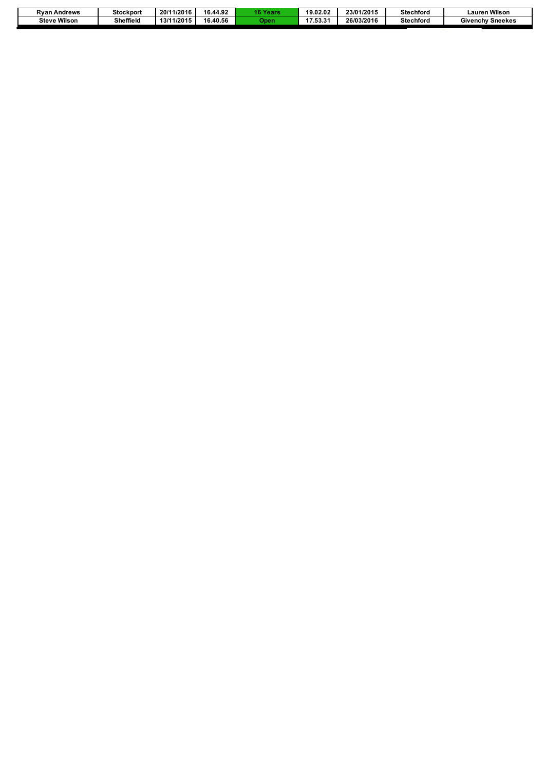| Ryan Andrews | Stockport | 20/11/2016 | 16.44.92 | 16 Years | 19.02.02 | 23/01/2015 | Stechford | Lauren Wilson |
|---|---|---|---|---|---|---|---|---|
| Steve Wilson | Sheffield | 13/11/2015 | 16.40.56 | Open | 17.53.31 | 26/03/2016 | Stechford | Givenchy Sneekes |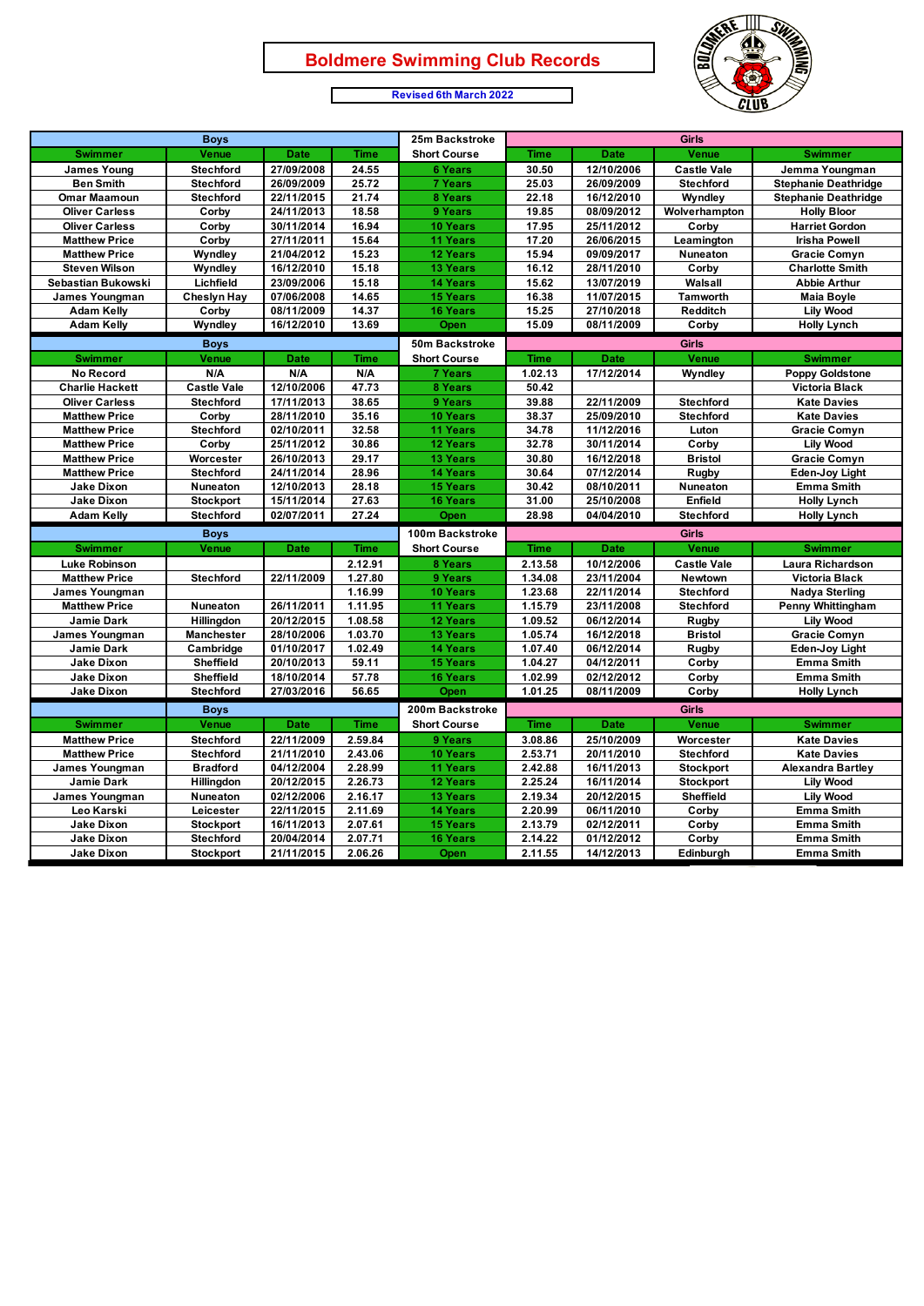# Boldmere Swimming Club Records

Revised 6th March 2022

| Boys | | | | 25m Backstroke | Girls | | | |
|---|---|---|---|---|---|---|---|---|
| Swimmer | Venue | Date | Time | Short Course | Time | Date | Venue | Swimmer |
| James Young | Stechford | 27/09/2008 | 24.55 | 6 Years | 30.50 | 12/10/2006 | Castle Vale | Jemma Youngman |
| Ben Smith | Stechford | 26/09/2009 | 25.72 | 7 Years | 25.03 | 26/09/2009 | Stechford | Stephanie Deathridge |
| Omar Maamoun | Stechford | 22/11/2015 | 21.74 | 8 Years | 22.18 | 16/12/2010 | Wyndley | Stephanie Deathridge |
| Oliver Carless | Corby | 24/11/2013 | 18.58 | 9 Years | 19.85 | 08/09/2012 | Wolverhampton | Holly Bloor |
| Oliver Carless | Corby | 30/11/2014 | 16.94 | 10 Years | 17.95 | 25/11/2012 | Corby | Harriet Gordon |
| Matthew Price | Corby | 27/11/2011 | 15.64 | 11 Years | 17.20 | 26/06/2015 | Leamington | Irisha Powell |
| Matthew Price | Wyndley | 21/04/2012 | 15.23 | 12 Years | 15.94 | 09/09/2017 | Nuneaton | Gracie Comyn |
| Steven Wilson | Wyndley | 16/12/2010 | 15.18 | 13 Years | 16.12 | 28/11/2010 | Corby | Charlotte Smith |
| Sebastian Bukowski | Lichfield | 23/09/2006 | 15.18 | 14 Years | 15.62 | 13/07/2019 | Walsall | Abbie Arthur |
| James Youngman | Cheslyn Hay | 07/06/2008 | 14.65 | 15 Years | 16.38 | 11/07/2015 | Tamworth | Maia Boyle |
| Adam Kelly | Corby | 08/11/2009 | 14.37 | 16 Years | 15.25 | 27/10/2018 | Redditch | Lily Wood |
| Adam Kelly | Wyndley | 16/12/2010 | 13.69 | Open | 15.09 | 08/11/2009 | Corby | Holly Lynch |

| Boys | | | | 50m Backstroke | Girls | | | |
|---|---|---|---|---|---|---|---|---|
| Swimmer | Venue | Date | Time | Short Course | Time | Date | Venue | Swimmer |
| No Record | N/A | N/A | N/A | 7 Years | 1.02.13 | 17/12/2014 | Wyndley | Poppy Goldstone |
| Charlie Hackett | Castle Vale | 12/10/2006 | 47.73 | 8 Years | 50.42 | | | Victoria Black |
| Oliver Carless | Stechford | 17/11/2013 | 38.65 | 9 Years | 39.88 | 22/11/2009 | Stechford | Kate Davies |
| Matthew Price | Corby | 28/11/2010 | 35.16 | 10 Years | 38.37 | 25/09/2010 | Stechford | Kate Davies |
| Matthew Price | Stechford | 02/10/2011 | 32.58 | 11 Years | 34.78 | 11/12/2016 | Luton | Gracie Comyn |
| Matthew Price | Corby | 25/11/2012 | 30.86 | 12 Years | 32.78 | 30/11/2014 | Corby | Lily Wood |
| Matthew Price | Worcester | 26/10/2013 | 29.17 | 13 Years | 30.80 | 16/12/2018 | Bristol | Gracie Comyn |
| Matthew Price | Stechford | 24/11/2014 | 28.96 | 14 Years | 30.64 | 07/12/2014 | Rugby | Eden-Joy Light |
| Jake Dixon | Nuneaton | 12/10/2013 | 28.18 | 15 Years | 30.42 | 08/10/2011 | Nuneaton | Emma Smith |
| Jake Dixon | Stockport | 15/11/2014 | 27.63 | 16 Years | 31.00 | 25/10/2008 | Enfield | Holly Lynch |
| Adam Kelly | Stechford | 02/07/2011 | 27.24 | Open | 28.98 | 04/04/2010 | Stechford | Holly Lynch |

| Boys | | | | 100m Backstroke | Girls | | | |
|---|---|---|---|---|---|---|---|---|
| Swimmer | Venue | Date | Time | Short Course | Time | Date | Venue | Swimmer |
| Luke Robinson | | | 2.12.91 | 8 Years | 2.13.58 | 10/12/2006 | Castle Vale | Laura Richardson |
| Matthew Price | Stechford | 22/11/2009 | 1.27.80 | 9 Years | 1.34.08 | 23/11/2004 | Newtown | Victoria Black |
| James Youngman | | | 1.16.99 | 10 Years | 1.23.68 | 22/11/2014 | Stechford | Nadya Sterling |
| Matthew Price | Nuneaton | 26/11/2011 | 1.11.95 | 11 Years | 1.15.79 | 23/11/2008 | Stechford | Penny Whittingham |
| Jamie Dark | Hillingdon | 20/12/2015 | 1.08.58 | 12 Years | 1.09.52 | 06/12/2014 | Rugby | Lily Wood |
| James Youngman | Manchester | 28/10/2006 | 1.03.70 | 13 Years | 1.05.74 | 16/12/2018 | Bristol | Gracie Comyn |
| Jamie Dark | Cambridge | 01/10/2017 | 1.02.49 | 14 Years | 1.07.40 | 06/12/2014 | Rugby | Eden-Joy Light |
| Jake Dixon | Sheffield | 20/10/2013 | 59.11 | 15 Years | 1.04.27 | 04/12/2011 | Corby | Emma Smith |
| Jake Dixon | Sheffield | 18/10/2014 | 57.78 | 16 Years | 1.02.99 | 02/12/2012 | Corby | Emma Smith |
| Jake Dixon | Stechford | 27/03/2016 | 56.65 | Open | 1.01.25 | 08/11/2009 | Corby | Holly Lynch |

| Boys | | | | 200m Backstroke | Girls | | | |
|---|---|---|---|---|---|---|---|---|
| Swimmer | Venue | Date | Time | Short Course | Time | Date | Venue | Swimmer |
| Matthew Price | Stechford | 22/11/2009 | 2.59.84 | 9 Years | 3.08.86 | 25/10/2009 | Worcester | Kate Davies |
| Matthew Price | Stechford | 21/11/2010 | 2.43.06 | 10 Years | 2.53.71 | 20/11/2010 | Stechford | Kate Davies |
| James Youngman | Bradford | 04/12/2004 | 2.28.99 | 11 Years | 2.42.88 | 16/11/2013 | Stockport | Alexandra Bartley |
| Jamie Dark | Hillingdon | 20/12/2015 | 2.26.73 | 12 Years | 2.25.24 | 16/11/2014 | Stockport | Lily Wood |
| James Youngman | Nuneaton | 02/12/2006 | 2.16.17 | 13 Years | 2.19.34 | 20/12/2015 | Sheffield | Lily Wood |
| Leo Karski | Leicester | 22/11/2015 | 2.11.69 | 14 Years | 2.20.99 | 06/11/2010 | Corby | Emma Smith |
| Jake Dixon | Stockport | 16/11/2013 | 2.07.61 | 15 Years | 2.13.79 | 02/12/2011 | Corby | Emma Smith |
| Jake Dixon | Stechford | 20/04/2014 | 2.07.71 | 16 Years | 2.14.22 | 01/12/2012 | Corby | Emma Smith |
| Jake Dixon | Stockport | 21/11/2015 | 2.06.26 | Open | 2.11.55 | 14/12/2013 | Edinburgh | Emma Smith |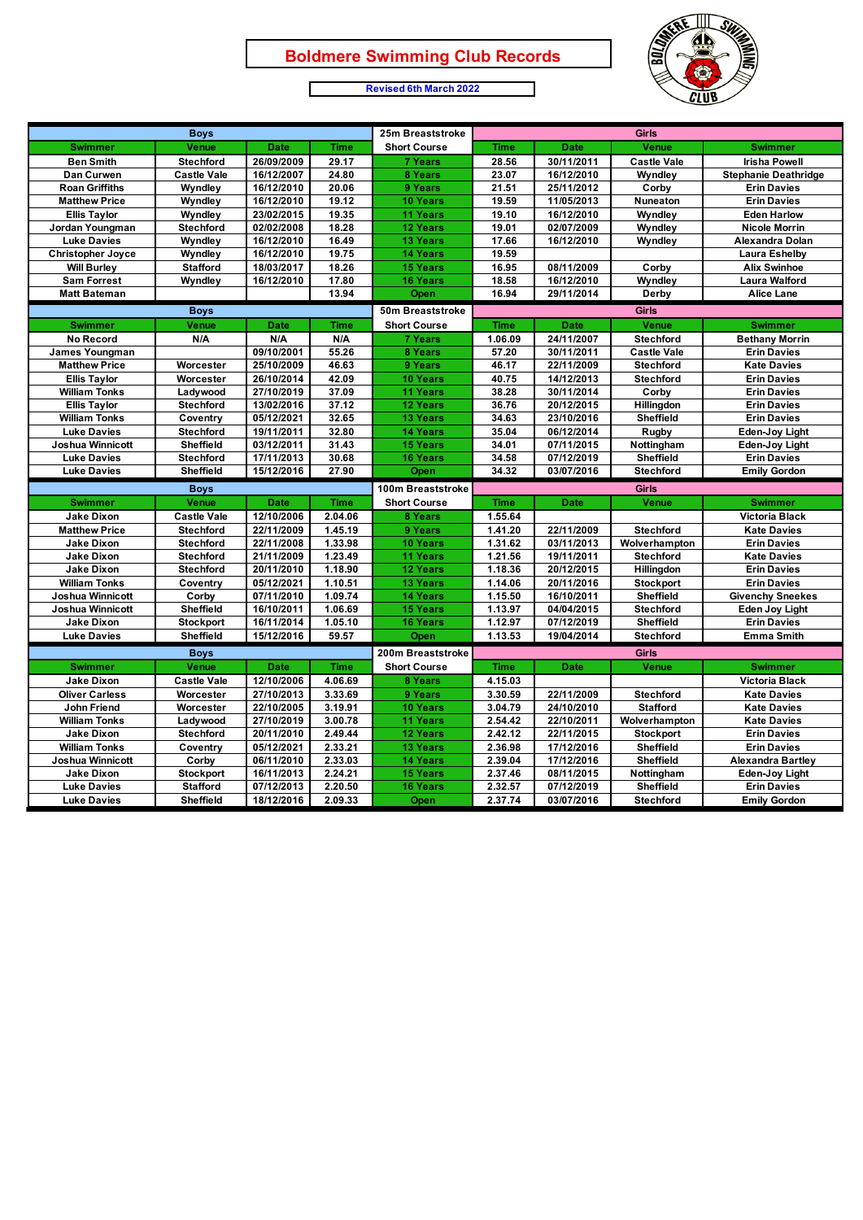# Boldmere Swimming Club Records

**Revised 6th March 2022**

| Boys | | | | 25m Breaststroke | Girls | | | |
|---|---|---|---|---|---|---|---|---|
| Swimmer | Venue | Date | Time | Short Course | Time | Date | Venue | Swimmer |
| Ben Smith | Stechford | 26/09/2009 | 29.17 | 7 Years | 28.56 | 30/11/2011 | Castle Vale | Irisha Powell |
| Dan Curwen | Castle Vale | 16/12/2007 | 24.80 | 8 Years | 23.07 | 16/12/2010 | Wyndley | Stephanie Deathridge |
| Roan Griffiths | Wyndley | 16/12/2010 | 20.06 | 9 Years | 21.51 | 25/11/2012 | Corby | Erin Davies |
| Matthew Price | Wyndley | 16/12/2010 | 19.12 | 10 Years | 19.59 | 11/05/2013 | Nuneaton | Erin Davies |
| Ellis Taylor | Wyndley | 23/02/2015 | 19.35 | 11 Years | 19.10 | 16/12/2010 | Wyndley | Eden Harlow |
| Jordan Youngman | Stechford | 02/02/2008 | 18.28 | 12 Years | 19.01 | 02/07/2009 | Wyndley | Nicole Morrin |
| Luke Davies | Wyndley | 16/12/2010 | 16.49 | 13 Years | 17.66 | 16/12/2010 | Wyndley | Alexandra Dolan |
| Christopher Joyce | Wyndley | 16/12/2010 | 19.75 | 14 Years | 19.59 | | | Laura Eshelby |
| Will Burley | Stafford | 18/03/2017 | 18.26 | 15 Years | 16.95 | 08/11/2009 | Corby | Alix Swinhoe |
| Sam Forrest | Wyndley | 16/12/2010 | 17.80 | 16 Years | 18.58 | 16/12/2010 | Wyndley | Laura Walford |
| Matt Bateman | | | 13.94 | Open | 16.94 | 29/11/2014 | Derby | Alice Lane |

| Boys | | | | 50m Breaststroke | Girls | | | |
|---|---|---|---|---|---|---|---|---|
| Swimmer | Venue | Date | Time | Short Course | Time | Date | Venue | Swimmer |
| No Record | N/A | N/A | N/A | 7 Years | 1.06.09 | 24/11/2007 | Stechford | Bethany Morrin |
| James Youngman | | 09/10/2001 | 55.26 | 8 Years | 57.20 | 30/11/2011 | Castle Vale | Erin Davies |
| Matthew Price | Worcester | 25/10/2009 | 46.63 | 9 Years | 46.17 | 22/11/2009 | Stechford | Kate Davies |
| Ellis Taylor | Worcester | 26/10/2014 | 42.09 | 10 Years | 40.75 | 14/12/2013 | Stechford | Erin Davies |
| William Tonks | Ladywood | 27/10/2019 | 37.09 | 11 Years | 38.28 | 30/11/2014 | Corby | Erin Davies |
| Ellis Taylor | Stechford | 13/02/2016 | 37.12 | 12 Years | 36.76 | 20/12/2015 | Hillingdon | Erin Davies |
| William Tonks | Coventry | 05/12/2021 | 32.65 | 13 Years | 34.63 | 23/10/2016 | Sheffield | Erin Davies |
| Luke Davies | Stechford | 19/11/2011 | 32.80 | 14 Years | 35.04 | 06/12/2014 | Rugby | Eden-Joy Light |
| Joshua Winnicott | Sheffield | 03/12/2011 | 31.43 | 15 Years | 34.01 | 07/11/2015 | Nottingham | Eden-Joy Light |
| Luke Davies | Stechford | 17/11/2013 | 30.68 | 16 Years | 34.58 | 07/12/2019 | Sheffield | Erin Davies |
| Luke Davies | Sheffield | 15/12/2016 | 27.90 | Open | 34.32 | 03/07/2016 | Stechford | Emily Gordon |

| Boys | | | | 100m Breaststroke | Girls | | | |
|---|---|---|---|---|---|---|---|---|
| Swimmer | Venue | Date | Time | Short Course | Time | Date | Venue | Swimmer |
| Jake Dixon | Castle Vale | 12/10/2006 | 2.04.06 | 8 Years | 1.55.64 | | | Victoria Black |
| Matthew Price | Stechford | 22/11/2009 | 1.45.19 | 9 Years | 1.41.20 | 22/11/2009 | Stechford | Kate Davies |
| Jake Dixon | Stechford | 22/11/2008 | 1.33.98 | 10 Years | 1.31.62 | 03/11/2013 | Wolverhampton | Erin Davies |
| Jake Dixon | Stechford | 21/11/2009 | 1.23.49 | 11 Years | 1.21.56 | 19/11/2011 | Stechford | Kate Davies |
| Jake Dixon | Stechford | 20/11/2010 | 1.18.90 | 12 Years | 1.18.36 | 20/12/2015 | Hillingdon | Erin Davies |
| William Tonks | Coventry | 05/12/2021 | 1.10.51 | 13 Years | 1.14.06 | 20/11/2016 | Stockport | Erin Davies |
| Joshua Winnicott | Corby | 07/11/2010 | 1.09.74 | 14 Years | 1.15.50 | 16/10/2011 | Sheffield | Givenchy Sneekes |
| Joshua Winnicott | Sheffield | 16/10/2011 | 1.06.69 | 15 Years | 1.13.97 | 04/04/2015 | Stechford | Eden Joy Light |
| Jake Dixon | Stockport | 16/11/2014 | 1.05.10 | 16 Years | 1.12.97 | 07/12/2019 | Sheffield | Erin Davies |
| Luke Davies | Sheffield | 15/12/2016 | 59.57 | Open | 1.13.53 | 19/04/2014 | Stechford | Emma Smith |

| Boys | | | | 200m Breaststroke | Girls | | | |
|---|---|---|---|---|---|---|---|---|
| Swimmer | Venue | Date | Time | Short Course | Time | Date | Venue | Swimmer |
| Jake Dixon | Castle Vale | 12/10/2006 | 4.06.69 | 8 Years | 4.15.03 | | | Victoria Black |
| Oliver Carless | Worcester | 27/10/2013 | 3.33.69 | 9 Years | 3.30.59 | 22/11/2009 | Stechford | Kate Davies |
| John Friend | Worcester | 22/10/2005 | 3.19.91 | 10 Years | 3.04.79 | 24/10/2010 | Stafford | Kate Davies |
| William Tonks | Ladywood | 27/10/2019 | 3.00.78 | 11 Years | 2.54.42 | 22/10/2011 | Wolverhampton | Kate Davies |
| Jake Dixon | Stechford | 20/11/2010 | 2.49.44 | 12 Years | 2.42.12 | 22/11/2015 | Stockport | Erin Davies |
| William Tonks | Coventry | 05/12/2021 | 2.33.21 | 13 Years | 2.36.98 | 17/12/2016 | Sheffield | Erin Davies |
| Joshua Winnicott | Corby | 06/11/2010 | 2.33.03 | 14 Years | 2.39.04 | 17/12/2016 | Sheffield | Alexandra Bartley |
| Jake Dixon | Stockport | 16/11/2013 | 2.24.21 | 15 Years | 2.37.46 | 08/11/2015 | Nottingham | Eden-Joy Light |
| Luke Davies | Stafford | 07/12/2013 | 2.20.50 | 16 Years | 2.32.57 | 07/12/2019 | Sheffield | Erin Davies |
| Luke Davies | Sheffield | 18/12/2016 | 2.09.33 | Open | 2.37.74 | 03/07/2016 | Stechford | Emily Gordon |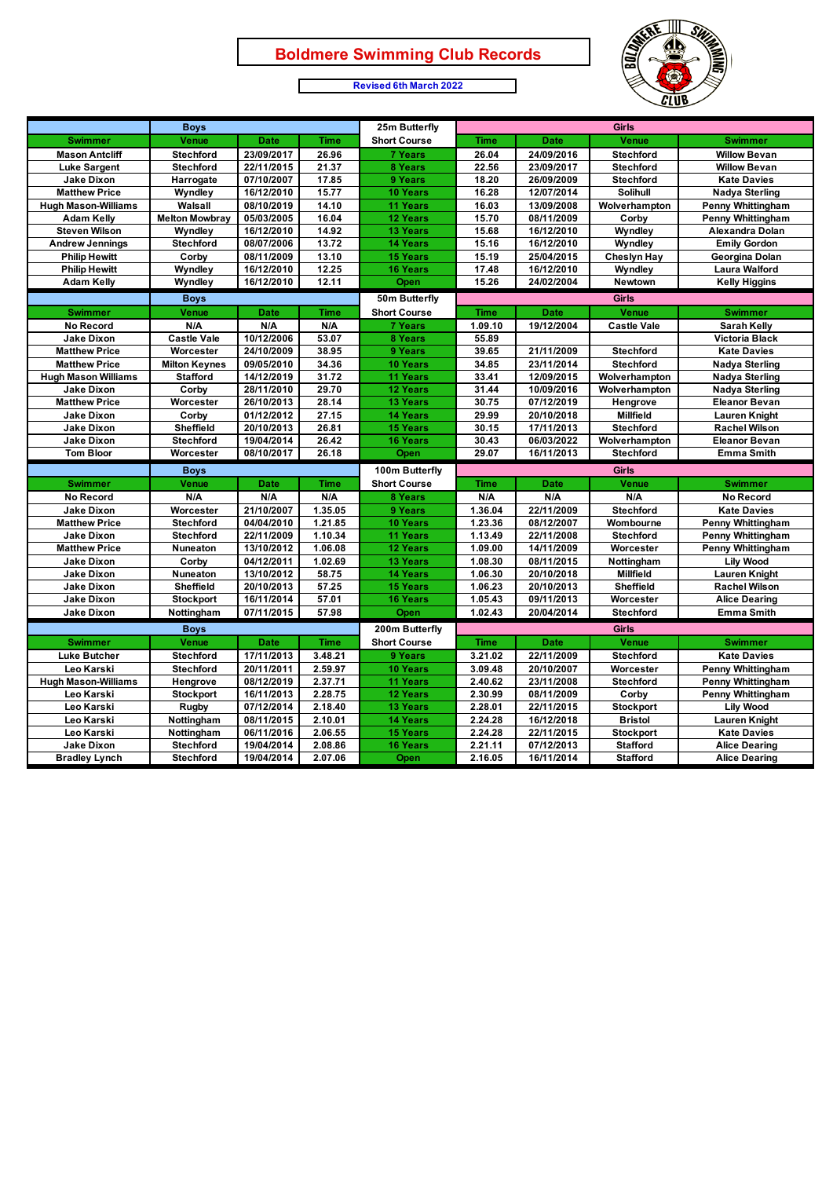# Boldmere Swimming Club Records

Revised 6th March 2022

| Boys | | | | 25m Butterfly | Girls | | | |
|---|---|---|---|---|---|---|---|---|
| Swimmer | Venue | Date | Time | Short Course | Time | Date | Venue | Swimmer |
| Mason Antcliff | Stechford | 23/09/2017 | 26.96 | 7 Years | 26.04 | 24/09/2016 | Stechford | Willow Bevan |
| Luke Sargent | Stechford | 22/11/2015 | 21.37 | 8 Years | 22.56 | 23/09/2017 | Stechford | Willow Bevan |
| Jake Dixon | Harrogate | 07/10/2007 | 17.85 | 9 Years | 18.20 | 26/09/2009 | Stechford | Kate Davies |
| Matthew Price | Wyndley | 16/12/2010 | 15.77 | 10 Years | 16.28 | 12/07/2014 | Solihull | Nadya Sterling |
| Hugh Mason-Williams | Walsall | 08/10/2019 | 14.10 | 11 Years | 16.03 | 13/09/2008 | Wolverhampton | Penny Whittingham |
| Adam Kelly | Melton Mowbray | 05/03/2005 | 16.04 | 12 Years | 15.70 | 08/11/2009 | Corby | Penny Whittingham |
| Steven Wilson | Wyndley | 16/12/2010 | 14.92 | 13 Years | 15.68 | 16/12/2010 | Wyndley | Alexandra Dolan |
| Andrew Jennings | Stechford | 08/07/2006 | 13.72 | 14 Years | 15.16 | 16/12/2010 | Wyndley | Emily Gordon |
| Philip Hewitt | Corby | 08/11/2009 | 13.10 | 15 Years | 15.19 | 25/04/2015 | Cheslyn Hay | Georgina Dolan |
| Philip Hewitt | Wyndley | 16/12/2010 | 12.25 | 16 Years | 17.48 | 16/12/2010 | Wyndley | Laura Walford |
| Adam Kelly | Wyndley | 16/12/2010 | 12.11 | Open | 15.26 | 24/02/2004 | Newtown | Kelly Higgins |

| Boys | | | | 50m Butterfly | Girls | | | |
|---|---|---|---|---|---|---|---|---|
| Swimmer | Venue | Date | Time | Short Course | Time | Date | Venue | Swimmer |
| No Record | N/A | N/A | N/A | 7 Years | 1.09.10 | 19/12/2004 | Castle Vale | Sarah Kelly |
| Jake Dixon | Castle Vale | 10/12/2006 | 53.07 | 8 Years | 55.89 | | | Victoria Black |
| Matthew Price | Worcester | 24/10/2009 | 38.95 | 9 Years | 39.65 | 21/11/2009 | Stechford | Kate Davies |
| Matthew Price | Milton Keynes | 09/05/2010 | 34.36 | 10 Years | 34.85 | 23/11/2014 | Stechford | Nadya Sterling |
| Hugh Mason Williams | Stafford | 14/12/2019 | 31.72 | 11 Years | 33.41 | 12/09/2015 | Wolverhampton | Nadya Sterling |
| Jake Dixon | Corby | 28/11/2010 | 29.70 | 12 Years | 31.44 | 10/09/2016 | Wolverhampton | Nadya Sterling |
| Matthew Price | Worcester | 26/10/2013 | 28.14 | 13 Years | 30.75 | 07/12/2019 | Hengrove | Eleanor Bevan |
| Jake Dixon | Corby | 01/12/2012 | 27.15 | 14 Years | 29.99 | 20/10/2018 | Millfield | Lauren Knight |
| Jake Dixon | Sheffield | 20/10/2013 | 26.81 | 15 Years | 30.15 | 17/11/2013 | Stechford | Rachel Wilson |
| Jake Dixon | Stechford | 19/04/2014 | 26.42 | 16 Years | 30.43 | 06/03/2022 | Wolverhampton | Eleanor Bevan |
| Tom Bloor | Worcester | 08/10/2017 | 26.18 | Open | 29.07 | 16/11/2013 | Stechford | Emma Smith |

| Boys | | | | 100m Butterfly | Girls | | | |
|---|---|---|---|---|---|---|---|---|
| Swimmer | Venue | Date | Time | Short Course | Time | Date | Venue | Swimmer |
| No Record | N/A | N/A | N/A | 8 Years | N/A | N/A | N/A | No Record |
| Jake Dixon | Worcester | 21/10/2007 | 1.35.05 | 9 Years | 1.36.04 | 22/11/2009 | Stechford | Kate Davies |
| Matthew Price | Stechford | 04/04/2010 | 1.21.85 | 10 Years | 1.23.36 | 08/12/2007 | Wombourne | Penny Whittingham |
| Jake Dixon | Stechford | 22/11/2009 | 1.10.34 | 11 Years | 1.13.49 | 22/11/2008 | Stechford | Penny Whittingham |
| Matthew Price | Nuneaton | 13/10/2012 | 1.06.08 | 12 Years | 1.09.00 | 14/11/2009 | Worcester | Penny Whittingham |
| Jake Dixon | Corby | 04/12/2011 | 1.02.69 | 13 Years | 1.08.30 | 08/11/2015 | Nottingham | Lily Wood |
| Jake Dixon | Nuneaton | 13/10/2012 | 58.75 | 14 Years | 1.06.30 | 20/10/2018 | Millfield | Lauren Knight |
| Jake Dixon | Sheffield | 20/10/2013 | 57.25 | 15 Years | 1.06.23 | 20/10/2013 | Sheffield | Rachel Wilson |
| Jake Dixon | Stockport | 16/11/2014 | 57.01 | 16 Years | 1.05.43 | 09/11/2013 | Worcester | Alice Dearing |
| Jake Dixon | Nottingham | 07/11/2015 | 57.98 | Open | 1.02.43 | 20/04/2014 | Stechford | Emma Smith |

| Boys | | | | 200m Butterfly | Girls | | | |
|---|---|---|---|---|---|---|---|---|
| Swimmer | Venue | Date | Time | Short Course | Time | Date | Venue | Swimmer |
| Luke Butcher | Stechford | 17/11/2013 | 3.48.21 | 9 Years | 3.21.02 | 22/11/2009 | Stechford | Kate Davies |
| Leo Karski | Stechford | 20/11/2011 | 2.59.97 | 10 Years | 3.09.48 | 20/10/2007 | Worcester | Penny Whittingham |
| Hugh Mason-Williams | Hengrove | 08/12/2019 | 2.37.71 | 11 Years | 2.40.62 | 23/11/2008 | Stechford | Penny Whittingham |
| Leo Karski | Stockport | 16/11/2013 | 2.28.75 | 12 Years | 2.30.99 | 08/11/2009 | Corby | Penny Whittingham |
| Leo Karski | Rugby | 07/12/2014 | 2.18.40 | 13 Years | 2.28.01 | 22/11/2015 | Stockport | Lily Wood |
| Leo Karski | Nottingham | 08/11/2015 | 2.10.01 | 14 Years | 2.24.28 | 16/12/2018 | Bristol | Lauren Knight |
| Leo Karski | Nottingham | 06/11/2016 | 2.06.55 | 15 Years | 2.24.28 | 22/11/2015 | Stockport | Kate Davies |
| Jake Dixon | Stechford | 19/04/2014 | 2.08.86 | 16 Years | 2.21.11 | 07/12/2013 | Stafford | Alice Dearing |
| Bradley Lynch | Stechford | 19/04/2014 | 2.07.06 | Open | 2.16.05 | 16/11/2014 | Stafford | Alice Dearing |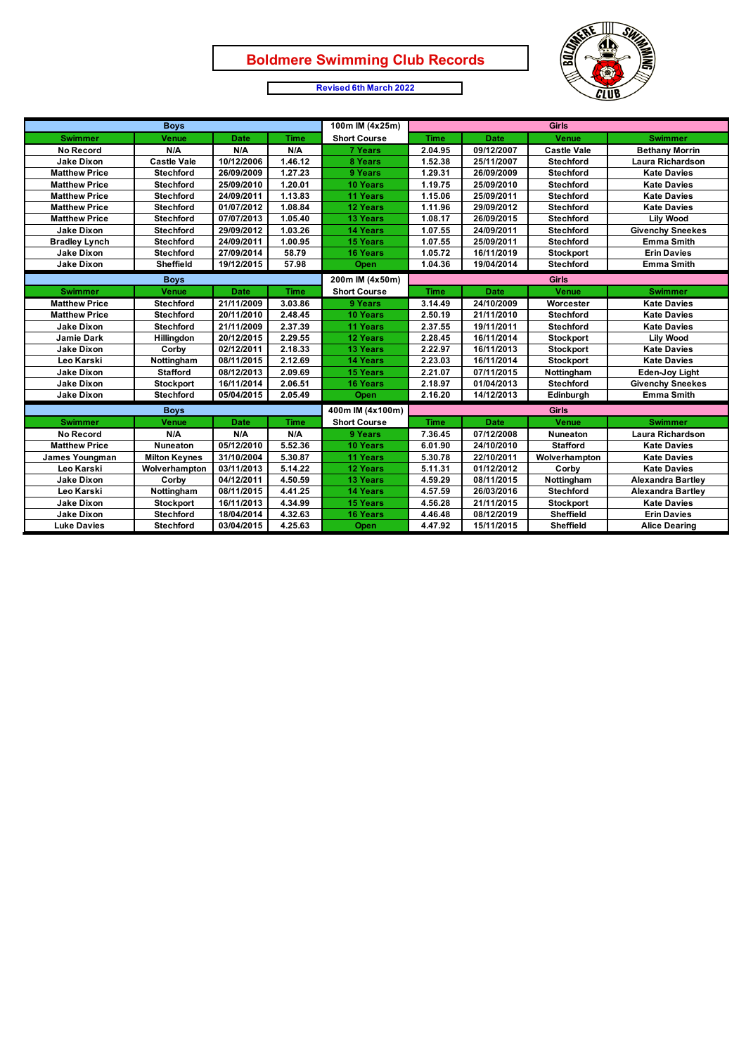# Boldmere Swimming Club Records

**Revised 6th March 2022**

| Boys | | | | 100m IM (4x25m) | Girls | | | |
|---|---|---|---|---|---|---|---|---|
| Swimmer | Venue | Date | Time | Short Course | Time | Date | Venue | Swimmer |
| No Record | N/A | N/A | N/A | 7 Years | 2.04.95 | 09/12/2007 | Castle Vale | Bethany Morrin |
| Jake Dixon | Castle Vale | 10/12/2006 | 1.46.12 | 8 Years | 1.52.38 | 25/11/2007 | Stechford | Laura Richardson |
| Matthew Price | Stechford | 26/09/2009 | 1.27.23 | 9 Years | 1.29.31 | 26/09/2009 | Stechford | Kate Davies |
| Matthew Price | Stechford | 25/09/2010 | 1.20.01 | 10 Years | 1.19.75 | 25/09/2010 | Stechford | Kate Davies |
| Matthew Price | Stechford | 24/09/2011 | 1.13.83 | 11 Years | 1.15.06 | 25/09/2011 | Stechford | Kate Davies |
| Matthew Price | Stechford | 01/07/2012 | 1.08.84 | 12 Years | 1.11.96 | 29/09/2012 | Stechford | Kate Davies |
| Matthew Price | Stechford | 07/07/2013 | 1.05.40 | 13 Years | 1.08.17 | 26/09/2015 | Stechford | Lily Wood |
| Jake Dixon | Stechford | 29/09/2012 | 1.03.26 | 14 Years | 1.07.55 | 24/09/2011 | Stechford | Givenchy Sneekes |
| Bradley Lynch | Stechford | 24/09/2011 | 1.00.95 | 15 Years | 1.07.55 | 25/09/2011 | Stechford | Emma Smith |
| Jake Dixon | Stechford | 27/09/2014 | 58.79 | 16 Years | 1.05.72 | 16/11/2019 | Stockport | Erin Davies |
| Jake Dixon | Sheffield | 19/12/2015 | 57.98 | Open | 1.04.36 | 19/04/2014 | Stechford | Emma Smith |

| Boys | | | | 200m IM (4x50m) | Girls | | | |
|---|---|---|---|---|---|---|---|---|
| Swimmer | Venue | Date | Time | Short Course | Time | Date | Venue | Swimmer |
| Matthew Price | Stechford | 21/11/2009 | 3.03.86 | 9 Years | 3.14.49 | 24/10/2009 | Worcester | Kate Davies |
| Matthew Price | Stechford | 20/11/2010 | 2.48.45 | 10 Years | 2.50.19 | 21/11/2010 | Stechford | Kate Davies |
| Jake Dixon | Stechford | 21/11/2009 | 2.37.39 | 11 Years | 2.37.55 | 19/11/2011 | Stechford | Kate Davies |
| Jamie Dark | Hillingdon | 20/12/2015 | 2.29.55 | 12 Years | 2.28.45 | 16/11/2014 | Stockport | Lily Wood |
| Jake Dixon | Corby | 02/12/2011 | 2.18.33 | 13 Years | 2.22.97 | 16/11/2013 | Stockport | Kate Davies |
| Leo Karski | Nottingham | 08/11/2015 | 2.12.69 | 14 Years | 2.23.03 | 16/11/2014 | Stockport | Kate Davies |
| Jake Dixon | Stafford | 08/12/2013 | 2.09.69 | 15 Years | 2.21.07 | 07/11/2015 | Nottingham | Eden-Joy Light |
| Jake Dixon | Stockport | 16/11/2014 | 2.06.51 | 16 Years | 2.18.97 | 01/04/2013 | Stechford | Givenchy Sneekes |
| Jake Dixon | Stechford | 05/04/2015 | 2.05.49 | Open | 2.16.20 | 14/12/2013 | Edinburgh | Emma Smith |

| Boys | | | | 400m IM (4x100m) | Girls | | | |
|---|---|---|---|---|---|---|---|---|
| Swimmer | Venue | Date | Time | Short Course | Time | Date | Venue | Swimmer |
| No Record | N/A | N/A | N/A | 9 Years | 7.36.45 | 07/12/2008 | Nuneaton | Laura Richardson |
| Matthew Price | Nuneaton | 05/12/2010 | 5.52.36 | 10 Years | 6.01.90 | 24/10/2010 | Stafford | Kate Davies |
| James Youngman | Milton Keynes | 31/10/2004 | 5.30.87 | 11 Years | 5.30.78 | 22/10/2011 | Wolverhampton | Kate Davies |
| Leo Karski | Wolverhampton | 03/11/2013 | 5.14.22 | 12 Years | 5.11.31 | 01/12/2012 | Corby | Kate Davies |
| Jake Dixon | Corby | 04/12/2011 | 4.50.59 | 13 Years | 4.59.29 | 08/11/2015 | Nottingham | Alexandra Bartley |
| Leo Karski | Nottingham | 08/11/2015 | 4.41.25 | 14 Years | 4.57.59 | 26/03/2016 | Stechford | Alexandra Bartley |
| Jake Dixon | Stockport | 16/11/2013 | 4.34.99 | 15 Years | 4.56.28 | 21/11/2015 | Stockport | Kate Davies |
| Jake Dixon | Stechford | 18/04/2014 | 4.32.63 | 16 Years | 4.46.48 | 08/12/2019 | Sheffield | Erin Davies |
| Luke Davies | Stechford | 03/04/2015 | 4.25.63 | Open | 4.47.92 | 15/11/2015 | Sheffield | Alice Dearing |